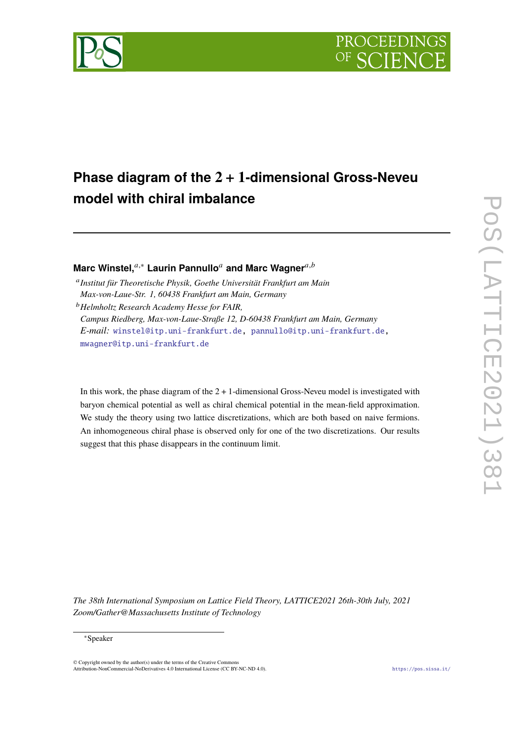# Phase diagram of the $2 + 1$-dimensional Gross-Neveu model with chiral imbalance

**Marc Winstel,**[a,*] **Laurin Pannullo**[a] **and Marc Wagner**[a,b]

[a] *Institut für Theoretische Physik, Goethe Universität Frankfurt am Main*
*Max-von-Laue-Str. 1, 60438 Frankfurt am Main, Germany*

[b] *Helmholtz Research Academy Hesse for FAIR,*
*Campus Riedberg, Max-von-Laue-Straße 12, D-60438 Frankfurt am Main, Germany*

*E-mail:* winstel@itp.uni-frankfurt.de, pannullo@itp.uni-frankfurt.de, mwagner@itp.uni-frankfurt.de

In this work, the phase diagram of the $2 + 1$-dimensional Gross-Neveu model is investigated with baryon chemical potential as well as chiral chemical potential in the mean-field approximation. We study the theory using two lattice discretizations, which are both based on naive fermions. An inhomogeneous chiral phase is observed only for one of the two discretizations. Our results suggest that this phase disappears in the continuum limit.

*The 38th International Symposium on Lattice Field Theory, LATTICE2021 26th-30th July, 2021*
*Zoom/Gather@Massachusetts Institute of Technology*

[*] Speaker

© Copyright owned by the author(s) under the terms of the Creative Commons Attribution-NonCommercial-NoDerivatives 4.0 International License (CC BY-NC-ND 4.0).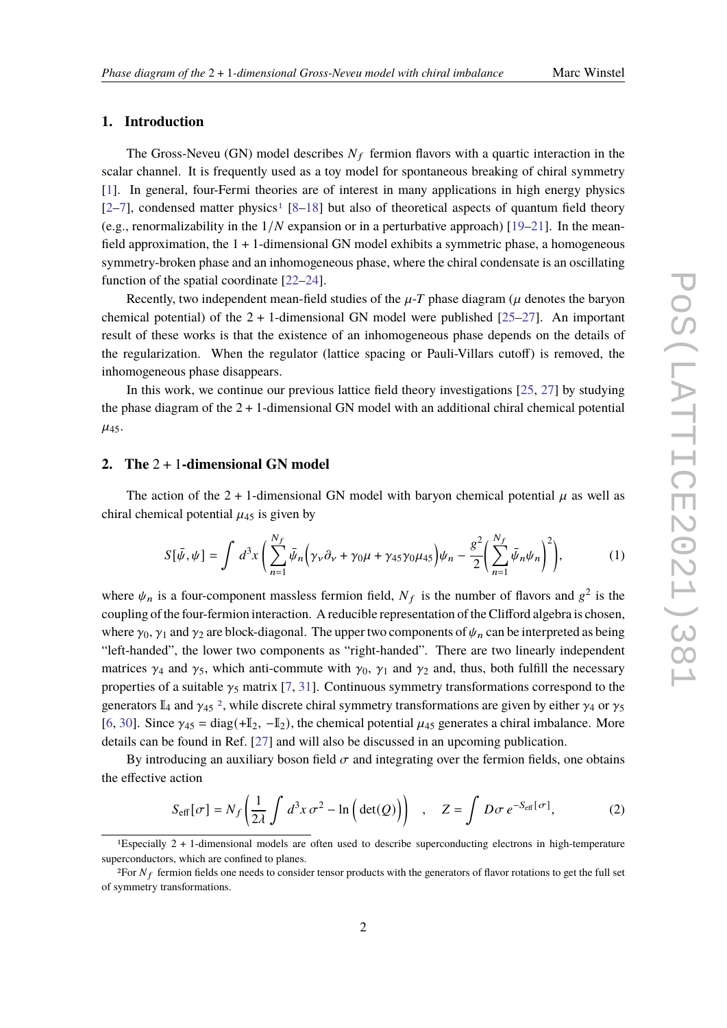## 1. Introduction

The Gross-Neveu (GN) model describes $N_f$ fermion flavors with a quartic interaction in the scalar channel. It is frequently used as a toy model for spontaneous breaking of chiral symmetry [1]. In general, four-Fermi theories are of interest in many applications in high energy physics [2–7], condensed matter physics[1] [8–18] but also of theoretical aspects of quantum field theory (e.g., renormalizability in the $1/N$ expansion or in a perturbative approach) [19–21]. In the mean-field approximation, the 1 + 1-dimensional GN model exhibits a symmetric phase, a homogeneous symmetry-broken phase and an inhomogeneous phase, where the chiral condensate is an oscillating function of the spatial coordinate [22–24].

Recently, two independent mean-field studies of the $\mu$-$T$ phase diagram ($\mu$ denotes the baryon chemical potential) of the 2 + 1-dimensional GN model were published [25–27]. An important result of these works is that the existence of an inhomogeneous phase depends on the details of the regularization. When the regulator (lattice spacing or Pauli-Villars cutoff) is removed, the inhomogeneous phase disappears.

In this work, we continue our previous lattice field theory investigations [25, 27] by studying the phase diagram of the 2 + 1-dimensional GN model with an additional chiral chemical potential $\mu_{45}$.

## 2. The 2 + 1-dimensional GN model

The action of the 2 + 1-dimensional GN model with baryon chemical potential $\mu$ as well as chiral chemical potential $\mu_{45}$ is given by

$$S[\bar{\psi}, \psi] = \int d^3x \left( \sum_{n=1}^{N_f} \bar{\psi}_n \Big( \gamma_\nu \partial_\nu + \gamma_0 \mu + \gamma_{45} \gamma_0 \mu_{45} \Big) \psi_n - \frac{g^2}{2} \Big( \sum_{n=1}^{N_f} \bar{\psi}_n \psi_n \Big)^2 \right), \tag{1}$$

where $\psi_n$ is a four-component massless fermion field, $N_f$ is the number of flavors and $g^2$ is the coupling of the four-fermion interaction. A reducible representation of the Clifford algebra is chosen, where $\gamma_0$, $\gamma_1$ and $\gamma_2$ are block-diagonal. The upper two components of $\psi_n$ can be interpreted as being "left-handed", the lower two components as "right-handed". There are two linearly independent matrices $\gamma_4$ and $\gamma_5$, which anti-commute with $\gamma_0$, $\gamma_1$ and $\gamma_2$ and, thus, both fulfill the necessary properties of a suitable $\gamma_5$ matrix [7, 31]. Continuous symmetry transformations correspond to the generators $\mathbb{I}_4$ and $\gamma_{45}$ [2], while discrete chiral symmetry transformations are given by either $\gamma_4$ or $\gamma_5$ [6, 30]. Since $\gamma_{45} = \mathrm{diag}(+\mathbb{I}_2, -\mathbb{I}_2)$, the chemical potential $\mu_{45}$ generates a chiral imbalance. More details can be found in Ref. [27] and will also be discussed in an upcoming publication.

By introducing an auxiliary boson field $\sigma$ and integrating over the fermion fields, one obtains the effective action

$$S_{\mathrm{eff}}[\sigma] = N_f \left( \frac{1}{2\lambda} \int d^3x \, \sigma^2 - \ln\Big(\det(Q)\Big) \right) \quad , \quad Z = \int D\sigma \, e^{-S_{\mathrm{eff}}[\sigma]}, \tag{2}$$

[1] Especially 2 + 1-dimensional models are often used to describe superconducting electrons in high-temperature superconductors, which are confined to planes.

[2] For $N_f$ fermion fields one needs to consider tensor products with the generators of flavor rotations to get the full set of symmetry transformations.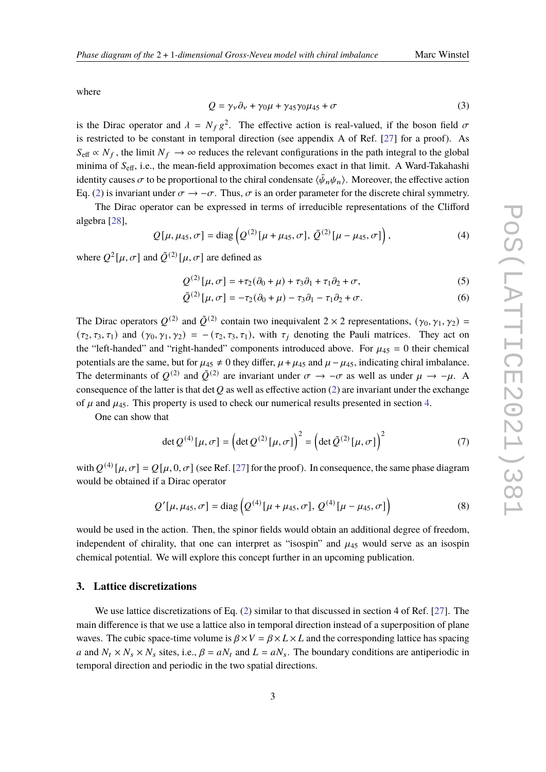where

$$Q = \gamma_\nu \partial_\nu + \gamma_0 \mu + \gamma_{45}\gamma_0 \mu_{45} + \sigma \tag{3}$$

is the Dirac operator and $\lambda = N_f g^2$. The effective action is real-valued, if the boson field $\sigma$ is restricted to be constant in temporal direction (see appendix A of Ref. [27] for a proof). As $S_{\text{eff}} \propto N_f$, the limit $N_f \to \infty$ reduces the relevant configurations in the path integral to the global minima of $S_{\text{eff}}$, i.e., the mean-field approximation becomes exact in that limit. A Ward-Takahashi identity causes $\sigma$ to be proportional to the chiral condensate $\langle \bar{\psi}_n \psi_n \rangle$. Moreover, the effective action Eq. (2) is invariant under $\sigma \to -\sigma$. Thus, $\sigma$ is an order parameter for the discrete chiral symmetry.

The Dirac operator can be expressed in terms of irreducible representations of the Clifford algebra [28],

$$Q[\mu, \mu_{45}, \sigma] = \text{diag}\left(Q^{(2)}[\mu + \mu_{45}, \sigma],\, \tilde{Q}^{(2)}[\mu - \mu_{45}, \sigma]\right), \tag{4}$$

where $Q^2[\mu, \sigma]$ and $\tilde{Q}^{(2)}[\mu, \sigma]$ are defined as

$$Q^{(2)}[\mu, \sigma] = +\tau_2(\partial_0 + \mu) + \tau_3 \partial_1 + \tau_1 \partial_2 + \sigma, \tag{5}$$

$$\tilde{Q}^{(2)}[\mu, \sigma] = -\tau_2(\partial_0 + \mu) - \tau_3 \partial_1 - \tau_1 \partial_2 + \sigma. \tag{6}$$

The Dirac operators $Q^{(2)}$ and $\tilde{Q}^{(2)}$ contain two inequivalent $2 \times 2$ representations, $(\gamma_0, \gamma_1, \gamma_2) = (\tau_2, \tau_3, \tau_1)$ and $(\gamma_0, \gamma_1, \gamma_2) = -(\tau_2, \tau_3, \tau_1)$, with $\tau_j$ denoting the Pauli matrices. They act on the "left-handed" and "right-handed" components introduced above. For $\mu_{45} = 0$ their chemical potentials are the same, but for $\mu_{45} \neq 0$ they differ, $\mu + \mu_{45}$ and $\mu - \mu_{45}$, indicating chiral imbalance. The determinants of $Q^{(2)}$ and $\tilde{Q}^{(2)}$ are invariant under $\sigma \to -\sigma$ as well as under $\mu \to -\mu$. A consequence of the latter is that $\det Q$ as well as effective action (2) are invariant under the exchange of $\mu$ and $\mu_{45}$. This property is used to check our numerical results presented in section 4.

One can show that

$$\det Q^{(4)}[\mu, \sigma] = \left(\det Q^{(2)}[\mu, \sigma]\right)^2 = \left(\det \tilde{Q}^{(2)}[\mu, \sigma]\right)^2 \tag{7}$$

with $Q^{(4)}[\mu, \sigma] = Q[\mu, 0, \sigma]$ (see Ref. [27] for the proof). In consequence, the same phase diagram would be obtained if a Dirac operator

$$Q'[\mu, \mu_{45}, \sigma] = \text{diag}\left(Q^{(4)}[\mu + \mu_{45}, \sigma],\, Q^{(4)}[\mu - \mu_{45}, \sigma]\right) \tag{8}$$

would be used in the action. Then, the spinor fields would obtain an additional degree of freedom, independent of chirality, that one can interpret as "isospin" and $\mu_{45}$ would serve as an isospin chemical potential. We will explore this concept further in an upcoming publication.

## 3. Lattice discretizations

We use lattice discretizations of Eq. (2) similar to that discussed in section 4 of Ref. [27]. The main difference is that we use a lattice also in temporal direction instead of a superposition of plane waves. The cubic space-time volume is $\beta \times V = \beta \times L \times L$ and the corresponding lattice has spacing $a$ and $N_t \times N_s \times N_s$ sites, i.e., $\beta = aN_t$ and $L = aN_s$. The boundary conditions are antiperiodic in temporal direction and periodic in the two spatial directions.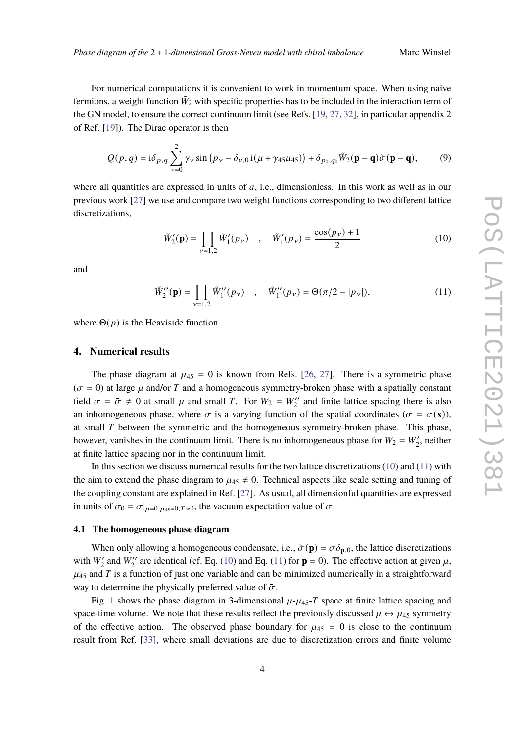For numerical computations it is convenient to work in momentum space. When using naive fermions, a weight function $\tilde{W}_2$ with specific properties has to be included in the interaction term of the GN model, to ensure the correct continuum limit (see Refs. [19, 27, 32], in particular appendix 2 of Ref. [19]). The Dirac operator is then

$$Q(p,q) = \mathrm{i}\delta_{p,q} \sum_{\nu=0}^{2} \gamma_\nu \sin\left(p_\nu - \delta_{\nu,0}\, \mathrm{i}(\mu + \gamma_{45}\mu_{45})\right) + \delta_{p_0,q_0} \tilde{W}_2(\mathbf{p}-\mathbf{q})\tilde{\sigma}(\mathbf{p}-\mathbf{q}), \tag{9}$$

where all quantities are expressed in units of $a$, i.e., dimensionless. In this work as well as in our previous work [27] we use and compare two weight functions corresponding to two different lattice discretizations,

$$\tilde{W}_2'(\mathbf{p}) = \prod_{\nu=1,2} \tilde{W}_1'(p_\nu) \quad , \quad \tilde{W}_1'(p_\nu) = \frac{\cos(p_\nu)+1}{2} \tag{10}$$

and

$$\tilde{W}_2''(\mathbf{p}) = \prod_{\nu=1,2} \tilde{W}_1''(p_\nu) \quad , \quad \tilde{W}_1''(p_\nu) = \Theta(\pi/2 - |p_\nu|), \tag{11}$$

where $\Theta(p)$ is the Heaviside function.

## 4. Numerical results

The phase diagram at $\mu_{45} = 0$ is known from Refs. [26, 27]. There is a symmetric phase ($\sigma = 0$) at large $\mu$ and/or $T$ and a homogeneous symmetry-broken phase with a spatially constant field $\sigma = \bar{\sigma} \neq 0$ at small $\mu$ and small $T$. For $W_2 = W_2''$ and finite lattice spacing there is also an inhomogeneous phase, where $\sigma$ is a varying function of the spatial coordinates ($\sigma = \sigma(\mathbf{x})$), at small $T$ between the symmetric and the homogeneous symmetry-broken phase. This phase, however, vanishes in the continuum limit. There is no inhomogeneous phase for $W_2 = W_2'$, neither at finite lattice spacing nor in the continuum limit.

In this section we discuss numerical results for the two lattice discretizations (10) and (11) with the aim to extend the phase diagram to $\mu_{45} \neq 0$. Technical aspects like scale setting and tuning of the coupling constant are explained in Ref. [27]. As usual, all dimensionful quantities are expressed in units of $\sigma_0 = \sigma|_{\mu=0,\mu_{45}=0,T\approx 0}$, the vacuum expectation value of $\sigma$.

### 4.1 The homogeneous phase diagram

When only allowing a homogeneous condensate, i.e., $\tilde{\sigma}(\mathbf{p}) = \bar{\sigma}\delta_{\mathbf{p},0}$, the lattice discretizations with $W_2'$ and $W_2''$ are identical (cf. Eq. (10) and Eq. (11) for $\mathbf{p} = 0$). The effective action at given $\mu$, $\mu_{45}$ and $T$ is a function of just one variable and can be minimized numerically in a straightforward way to determine the physically preferred value of $\bar{\sigma}$.

Fig. 1 shows the phase diagram in 3-dimensional $\mu$-$\mu_{45}$-$T$ space at finite lattice spacing and space-time volume. We note that these results reflect the previously discussed $\mu \leftrightarrow \mu_{45}$ symmetry of the effective action. The observed phase boundary for $\mu_{45} = 0$ is close to the continuum result from Ref. [33], where small deviations are due to discretization errors and finite volume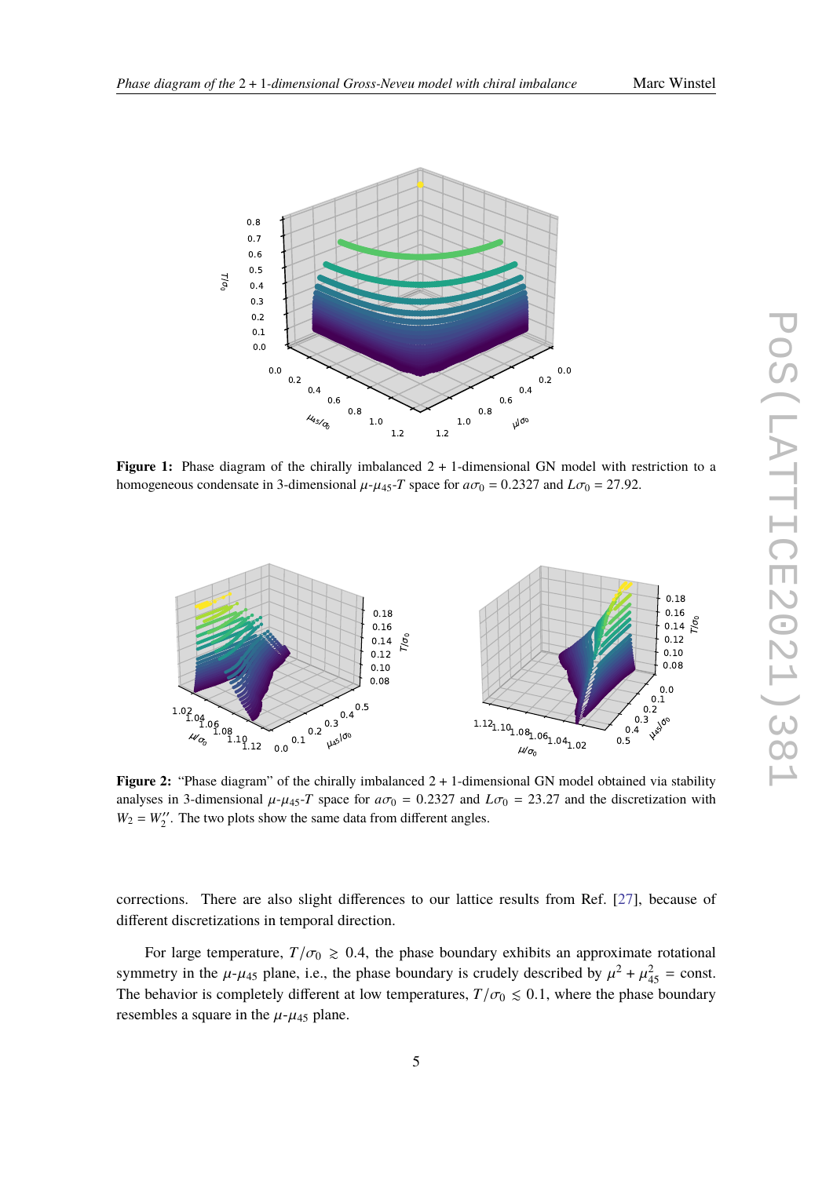**Figure 1:** Phase diagram of the chirally imbalanced $2+1$-dimensional GN model with restriction to a homogeneous condensate in 3-dimensional $\mu$-$\mu_{45}$-$T$ space for $a\sigma_0 = 0.2327$ and $L\sigma_0 = 27.92$.

**Figure 2:** "Phase diagram" of the chirally imbalanced $2+1$-dimensional GN model obtained via stability analyses in 3-dimensional $\mu$-$\mu_{45}$-$T$ space for $a\sigma_0 = 0.2327$ and $L\sigma_0 = 23.27$ and the discretization with $W_2 = W_2''$. The two plots show the same data from different angles.

corrections. There are also slight differences to our lattice results from Ref. [27], because of different discretizations in temporal direction.

For large temperature, $T/\sigma_0 \gtrsim 0.4$, the phase boundary exhibits an approximate rotational symmetry in the $\mu$-$\mu_{45}$ plane, i.e., the phase boundary is crudely described by $\mu^2 + \mu_{45}^2 = \text{const.}$ The behavior is completely different at low temperatures, $T/\sigma_0 \lesssim 0.1$, where the phase boundary resembles a square in the $\mu$-$\mu_{45}$ plane.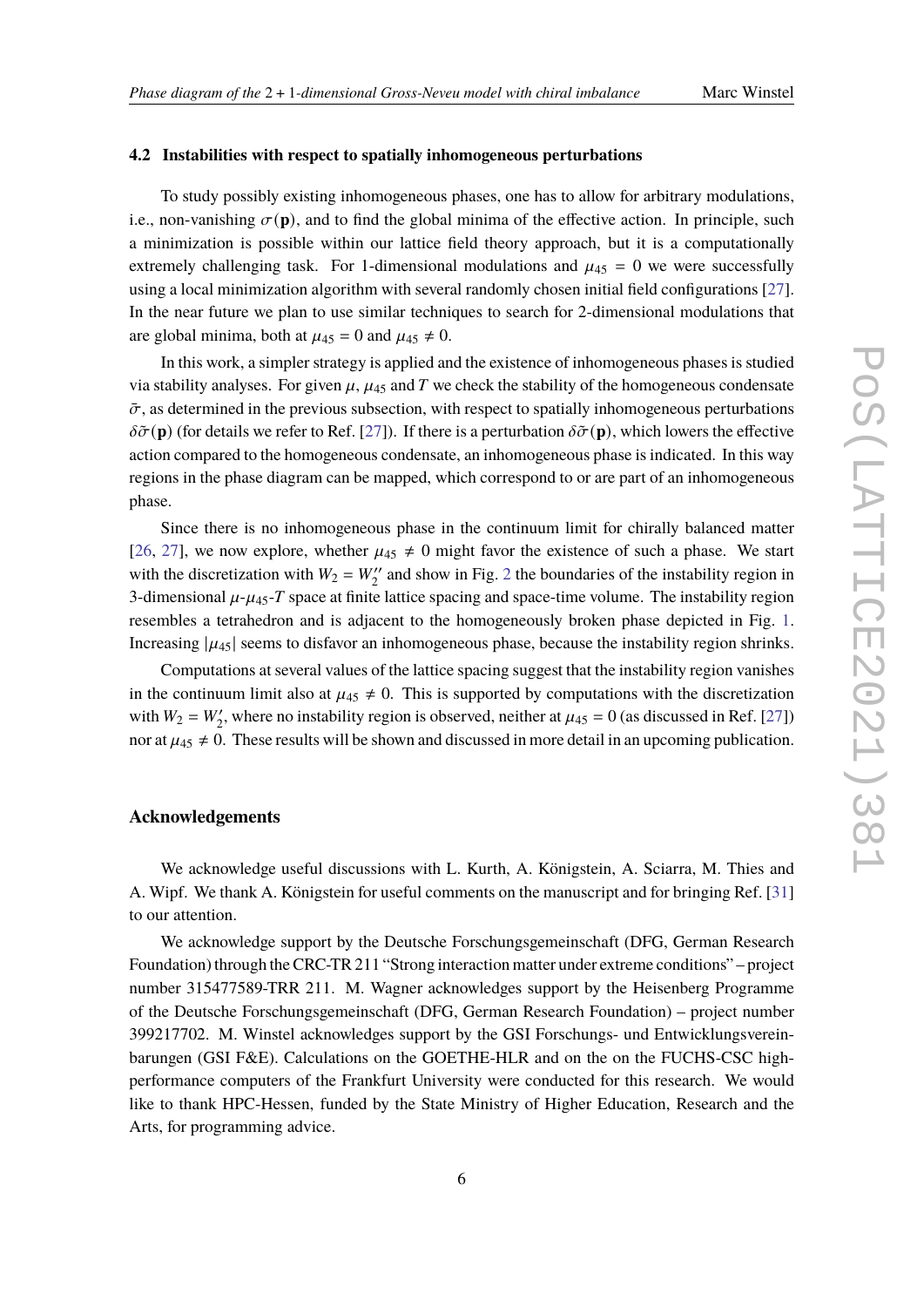### 4.2 Instabilities with respect to spatially inhomogeneous perturbations

To study possibly existing inhomogeneous phases, one has to allow for arbitrary modulations, i.e., non-vanishing $\sigma(\mathbf{p})$, and to find the global minima of the effective action. In principle, such a minimization is possible within our lattice field theory approach, but it is a computationally extremely challenging task. For 1-dimensional modulations and $\mu_{45} = 0$ we were successfully using a local minimization algorithm with several randomly chosen initial field configurations [27]. In the near future we plan to use similar techniques to search for 2-dimensional modulations that are global minima, both at $\mu_{45} = 0$ and $\mu_{45} \neq 0$.

In this work, a simpler strategy is applied and the existence of inhomogeneous phases is studied via stability analyses. For given $\mu$, $\mu_{45}$ and $T$ we check the stability of the homogeneous condensate $\bar{\sigma}$, as determined in the previous subsection, with respect to spatially inhomogeneous perturbations $\delta\tilde{\sigma}(\mathbf{p})$ (for details we refer to Ref. [27]). If there is a perturbation $\delta\tilde{\sigma}(\mathbf{p})$, which lowers the effective action compared to the homogeneous condensate, an inhomogeneous phase is indicated. In this way regions in the phase diagram can be mapped, which correspond to or are part of an inhomogeneous phase.

Since there is no inhomogeneous phase in the continuum limit for chirally balanced matter [26, 27], we now explore, whether $\mu_{45} \neq 0$ might favor the existence of such a phase. We start with the discretization with $W_2 = W_2''$ and show in Fig. 2 the boundaries of the instability region in 3-dimensional $\mu$-$\mu_{45}$-$T$ space at finite lattice spacing and space-time volume. The instability region resembles a tetrahedron and is adjacent to the homogeneously broken phase depicted in Fig. 1. Increasing $|\mu_{45}|$ seems to disfavor an inhomogeneous phase, because the instability region shrinks.

Computations at several values of the lattice spacing suggest that the instability region vanishes in the continuum limit also at $\mu_{45} \neq 0$. This is supported by computations with the discretization with $W_2 = W_2'$, where no instability region is observed, neither at $\mu_{45} = 0$ (as discussed in Ref. [27]) nor at $\mu_{45} \neq 0$. These results will be shown and discussed in more detail in an upcoming publication.

### Acknowledgements

We acknowledge useful discussions with L. Kurth, A. Königstein, A. Sciarra, M. Thies and A. Wipf. We thank A. Königstein for useful comments on the manuscript and for bringing Ref. [31] to our attention.

We acknowledge support by the Deutsche Forschungsgemeinschaft (DFG, German Research Foundation) through the CRC-TR 211 "Strong interaction matter under extreme conditions" – project number 315477589-TRR 211. M. Wagner acknowledges support by the Heisenberg Programme of the Deutsche Forschungsgemeinschaft (DFG, German Research Foundation) – project number 399217702. M. Winstel acknowledges support by the GSI Forschungs- und Entwicklungsvereinbarungen (GSI F&E). Calculations on the GOETHE-HLR and on the on the FUCHS-CSC high-performance computers of the Frankfurt University were conducted for this research. We would like to thank HPC-Hessen, funded by the State Ministry of Higher Education, Research and the Arts, for programming advice.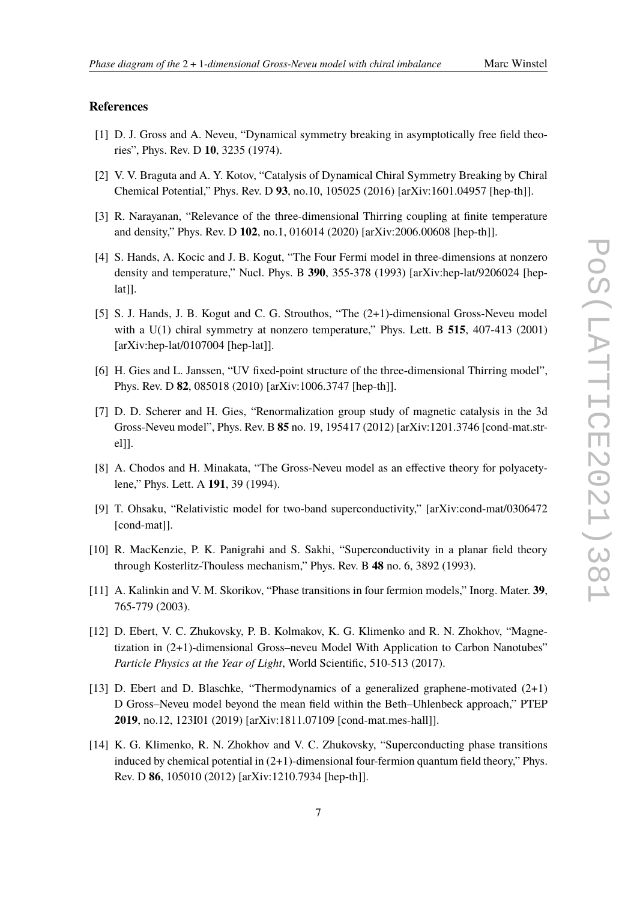## References

[1] D. J. Gross and A. Neveu, "Dynamical symmetry breaking in asymptotically free field theories", Phys. Rev. D **10**, 3235 (1974).

[2] V. V. Braguta and A. Y. Kotov, "Catalysis of Dynamical Chiral Symmetry Breaking by Chiral Chemical Potential," Phys. Rev. D **93**, no.10, 105025 (2016) [arXiv:1601.04957 [hep-th]].

[3] R. Narayanan, "Relevance of the three-dimensional Thirring coupling at finite temperature and density," Phys. Rev. D **102**, no.1, 016014 (2020) [arXiv:2006.00608 [hep-th]].

[4] S. Hands, A. Kocic and J. B. Kogut, "The Four Fermi model in three-dimensions at nonzero density and temperature," Nucl. Phys. B **390**, 355-378 (1993) [arXiv:hep-lat/9206024 [hep-lat]].

[5] S. J. Hands, J. B. Kogut and C. G. Strouthos, "The (2+1)-dimensional Gross-Neveu model with a U(1) chiral symmetry at nonzero temperature," Phys. Lett. B **515**, 407-413 (2001) [arXiv:hep-lat/0107004 [hep-lat]].

[6] H. Gies and L. Janssen, "UV fixed-point structure of the three-dimensional Thirring model", Phys. Rev. D **82**, 085018 (2010) [arXiv:1006.3747 [hep-th]].

[7] D. D. Scherer and H. Gies, "Renormalization group study of magnetic catalysis in the 3d Gross-Neveu model", Phys. Rev. B **85** no. 19, 195417 (2012) [arXiv:1201.3746 [cond-mat.str-el]].

[8] A. Chodos and H. Minakata, "The Gross-Neveu model as an effective theory for polyacetylene," Phys. Lett. A **191**, 39 (1994).

[9] T. Ohsaku, "Relativistic model for two-band superconductivity," [arXiv:cond-mat/0306472 [cond-mat]].

[10] R. MacKenzie, P. K. Panigrahi and S. Sakhi, "Superconductivity in a planar field theory through Kosterlitz-Thouless mechanism," Phys. Rev. B **48** no. 6, 3892 (1993).

[11] A. Kalinkin and V. M. Skorikov, "Phase transitions in four fermion models," Inorg. Mater. **39**, 765-779 (2003).

[12] D. Ebert, V. C. Zhukovsky, P. B. Kolmakov, K. G. Klimenko and R. N. Zhokhov, "Magnetization in (2+1)-dimensional Gross–neveu Model With Application to Carbon Nanotubes" *Particle Physics at the Year of Light*, World Scientific, 510-513 (2017).

[13] D. Ebert and D. Blaschke, "Thermodynamics of a generalized graphene-motivated (2+1) D Gross–Neveu model beyond the mean field within the Beth–Uhlenbeck approach," PTEP **2019**, no.12, 123I01 (2019) [arXiv:1811.07109 [cond-mat.mes-hall]].

[14] K. G. Klimenko, R. N. Zhokhov and V. C. Zhukovsky, "Superconducting phase transitions induced by chemical potential in (2+1)-dimensional four-fermion quantum field theory," Phys. Rev. D **86**, 105010 (2012) [arXiv:1210.7934 [hep-th]].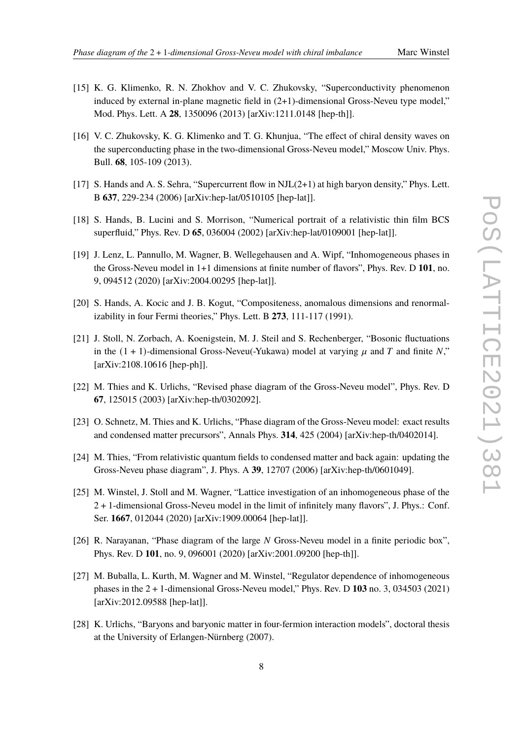[15] K. G. Klimenko, R. N. Zhokhov and V. C. Zhukovsky, "Superconductivity phenomenon induced by external in-plane magnetic field in (2+1)-dimensional Gross-Neveu type model," Mod. Phys. Lett. A **28**, 1350096 (2013) [arXiv:1211.0148 [hep-th]].

[16] V. C. Zhukovsky, K. G. Klimenko and T. G. Khunjua, "The effect of chiral density waves on the superconducting phase in the two-dimensional Gross-Neveu model," Moscow Univ. Phys. Bull. **68**, 105-109 (2013).

[17] S. Hands and A. S. Sehra, "Supercurrent flow in NJL(2+1) at high baryon density," Phys. Lett. B **637**, 229-234 (2006) [arXiv:hep-lat/0510105 [hep-lat]].

[18] S. Hands, B. Lucini and S. Morrison, "Numerical portrait of a relativistic thin film BCS superfluid," Phys. Rev. D **65**, 036004 (2002) [arXiv:hep-lat/0109001 [hep-lat]].

[19] J. Lenz, L. Pannullo, M. Wagner, B. Wellegehausen and A. Wipf, "Inhomogeneous phases in the Gross-Neveu model in 1+1 dimensions at finite number of flavors", Phys. Rev. D **101**, no. 9, 094512 (2020) [arXiv:2004.00295 [hep-lat]].

[20] S. Hands, A. Kocic and J. B. Kogut, "Compositeness, anomalous dimensions and renormalizability in four Fermi theories," Phys. Lett. B **273**, 111-117 (1991).

[21] J. Stoll, N. Zorbach, A. Koenigstein, M. J. Steil and S. Rechenberger, "Bosonic fluctuations in the $(1+1)$-dimensional Gross-Neveu(-Yukawa) model at varying $\mu$ and $T$ and finite $N$," [arXiv:2108.10616 [hep-ph]].

[22] M. Thies and K. Urlichs, "Revised phase diagram of the Gross-Neveu model", Phys. Rev. D **67**, 125015 (2003) [arXiv:hep-th/0302092].

[23] O. Schnetz, M. Thies and K. Urlichs, "Phase diagram of the Gross-Neveu model: exact results and condensed matter precursors", Annals Phys. **314**, 425 (2004) [arXiv:hep-th/0402014].

[24] M. Thies, "From relativistic quantum fields to condensed matter and back again: updating the Gross-Neveu phase diagram", J. Phys. A **39**, 12707 (2006) [arXiv:hep-th/0601049].

[25] M. Winstel, J. Stoll and M. Wagner, "Lattice investigation of an inhomogeneous phase of the $2+1$-dimensional Gross-Neveu model in the limit of infinitely many flavors", J. Phys.: Conf. Ser. **1667**, 012044 (2020) [arXiv:1909.00064 [hep-lat]].

[26] R. Narayanan, "Phase diagram of the large $N$ Gross-Neveu model in a finite periodic box", Phys. Rev. D **101**, no. 9, 096001 (2020) [arXiv:2001.09200 [hep-th]].

[27] M. Buballa, L. Kurth, M. Wagner and M. Winstel, "Regulator dependence of inhomogeneous phases in the $2+1$-dimensional Gross-Neveu model," Phys. Rev. D **103** no. 3, 034503 (2021) [arXiv:2012.09588 [hep-lat]].

[28] K. Urlichs, "Baryons and baryonic matter in four-fermion interaction models", doctoral thesis at the University of Erlangen-Nürnberg (2007).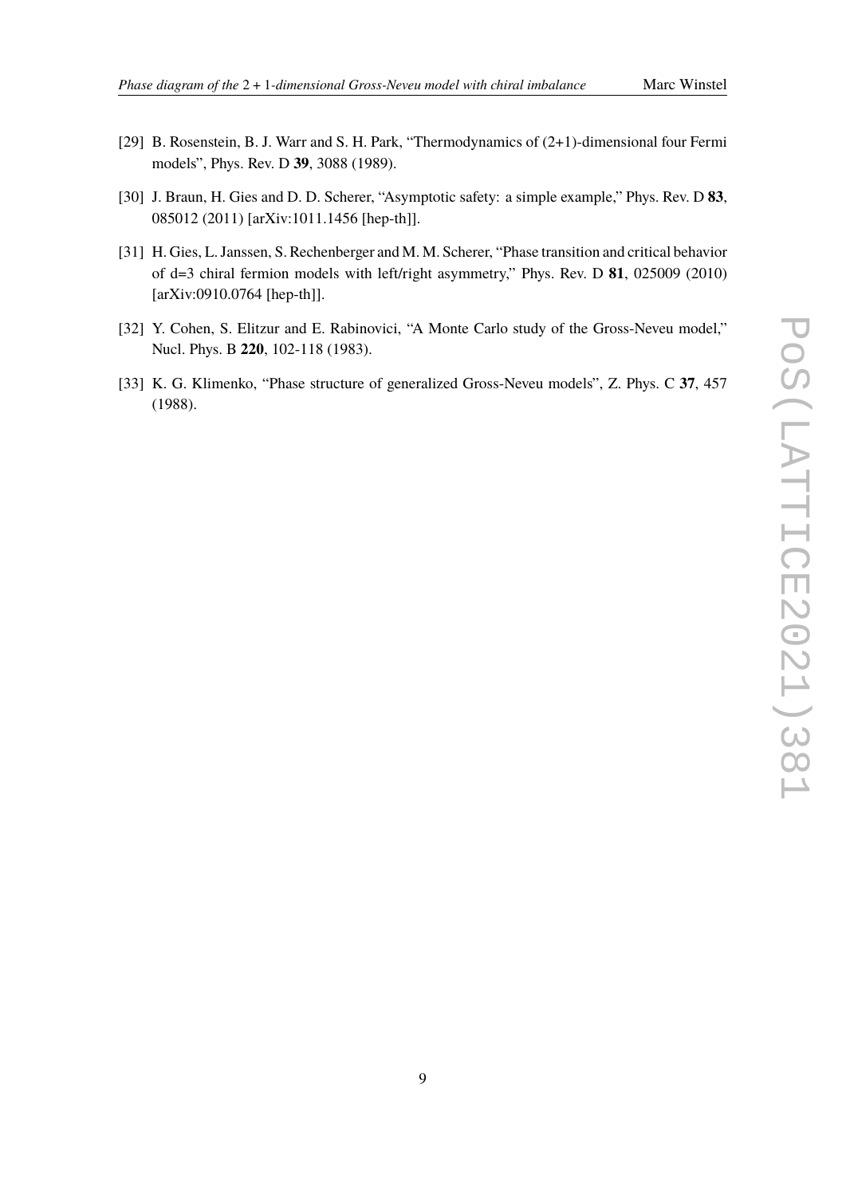[29] B. Rosenstein, B. J. Warr and S. H. Park, "Thermodynamics of (2+1)-dimensional four Fermi models", Phys. Rev. D **39**, 3088 (1989).

[30] J. Braun, H. Gies and D. D. Scherer, "Asymptotic safety: a simple example," Phys. Rev. D **83**, 085012 (2011) [arXiv:1011.1456 [hep-th]].

[31] H. Gies, L. Janssen, S. Rechenberger and M. M. Scherer, "Phase transition and critical behavior of d=3 chiral fermion models with left/right asymmetry," Phys. Rev. D **81**, 025009 (2010) [arXiv:0910.0764 [hep-th]].

[32] Y. Cohen, S. Elitzur and E. Rabinovici, "A Monte Carlo study of the Gross-Neveu model," Nucl. Phys. B **220**, 102-118 (1983).

[33] K. G. Klimenko, "Phase structure of generalized Gross-Neveu models", Z. Phys. C **37**, 457 (1988).